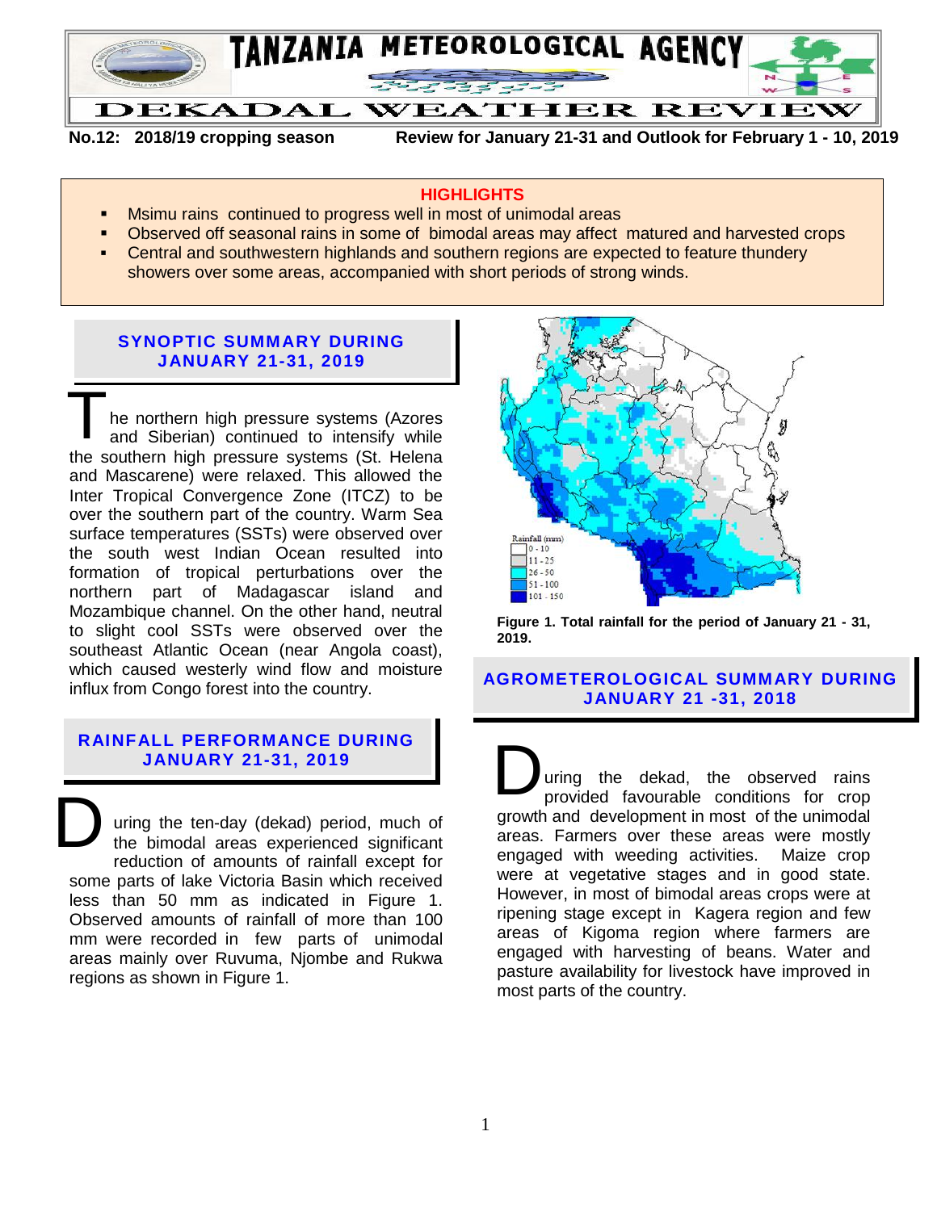# TANZANIA METEOROLOGICAL AGENCY

## DEKADAL WEATHER REVIEW

**No.12: 2018/19 cropping season** **Review for January 21-31 and Outlook for February 1 - 10, 2019**

### HIGHLIGHTS

- Msimu rains continued to progress well in most of unimodal areas
- Observed off seasonal rains in some of bimodal areas may affect matured and harvested crops
- Central and southwestern highlands and southern regions are expected to feature thundery showers over some areas, accompanied with short periods of strong winds.

## SYNOPTIC SUMMARY DURING JANUARY 21-31, 2019

The northern high pressure systems (Azores and Siberian) continued to intensify while the southern high pressure systems (St. Helena and Mascarene) were relaxed. This allowed the Inter Tropical Convergence Zone (ITCZ) to be over the southern part of the country. Warm Sea surface temperatures (SSTs) were observed over the south west Indian Ocean resulted into formation of tropical perturbations over the northern part of Madagascar island and Mozambique channel. On the other hand, neutral to slight cool SSTs were observed over the southeast Atlantic Ocean (near Angola coast), which caused westerly wind flow and moisture influx from Congo forest into the country.

## RAINFALL PERFORMANCE DURING JANUARY 21-31, 2019

During the ten-day (dekad) period, much of the bimodal areas experienced significant reduction of amounts of rainfall except for some parts of lake Victoria Basin which received less than 50 mm as indicated in Figure 1. Observed amounts of rainfall of more than 100 mm were recorded in few parts of unimodal areas mainly over Ruvuma, Njombe and Rukwa regions as shown in Figure 1.

Rainfall (mm)
- 0 - 10
- 11 - 25
- 26 - 50
- 51 - 100
- 101 - 150

**Figure 1. Total rainfall for the period of January 21 - 31, 2019.**

## AGROMETEROLOGICAL SUMMARY DURING JANUARY 21 -31, 2018

During the dekad, the observed rains provided favourable conditions for crop growth and development in most of the unimodal areas. Farmers over these areas were mostly engaged with weeding activities. Maize crop were at vegetative stages and in good state. However, in most of bimodal areas crops were at ripening stage except in Kagera region and few areas of Kigoma region where farmers are engaged with harvesting of beans. Water and pasture availability for livestock have improved in most parts of the country.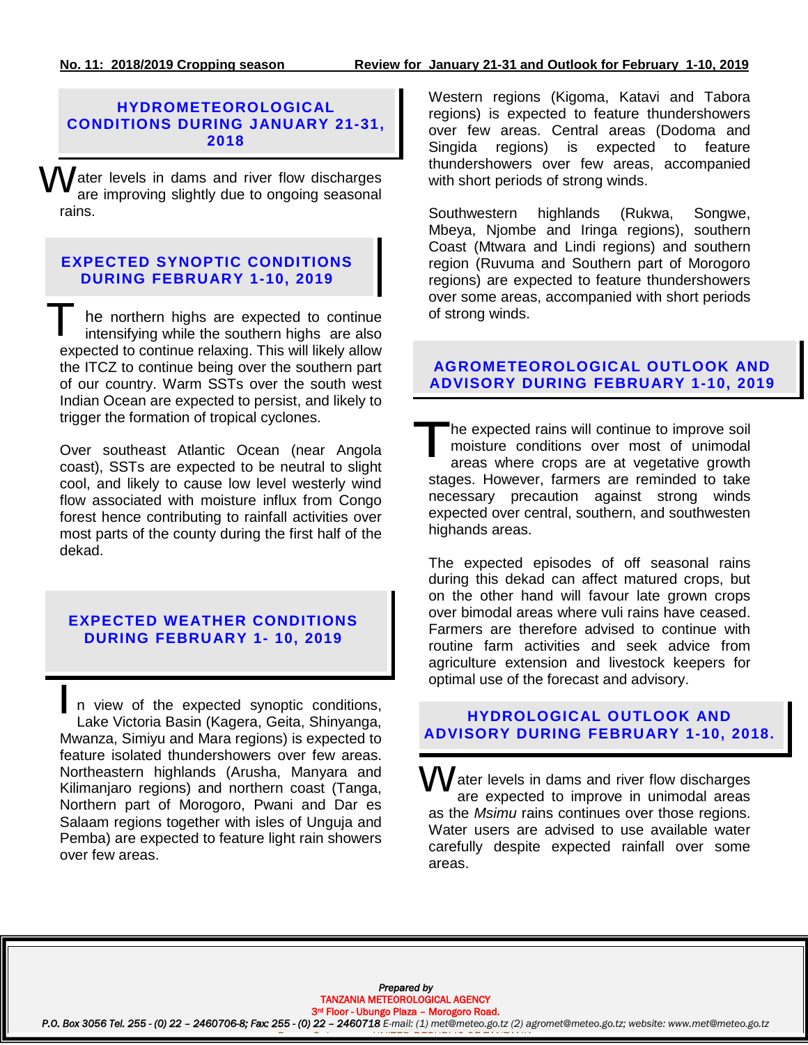## HYDROMETEOROLOGICAL CONDITIONS DURING JANUARY 21-31, 2018

Water levels in dams and river flow discharges are improving slightly due to ongoing seasonal rains.

## EXPECTED SYNOPTIC CONDITIONS DURING FEBRUARY 1-10, 2019

The northern highs are expected to continue intensifying while the southern highs are also expected to continue relaxing. This will likely allow the ITCZ to continue being over the southern part of our country. Warm SSTs over the south west Indian Ocean are expected to persist, and likely to trigger the formation of tropical cyclones.

Over southeast Atlantic Ocean (near Angola coast), SSTs are expected to be neutral to slight cool, and likely to cause low level westerly wind flow associated with moisture influx from Congo forest hence contributing to rainfall activities over most parts of the county during the first half of the dekad.

## EXPECTED WEATHER CONDITIONS DURING FEBRUARY 1- 10, 2019

In view of the expected synoptic conditions, Lake Victoria Basin (Kagera, Geita, Shinyanga, Mwanza, Simiyu and Mara regions) is expected to feature isolated thundershowers over few areas. Northeastern highlands (Arusha, Manyara and Kilimanjaro regions) and northern coast (Tanga, Northern part of Morogoro, Pwani and Dar es Salaam regions together with isles of Unguja and Pemba) are expected to feature light rain showers over few areas.

Western regions (Kigoma, Katavi and Tabora regions) is expected to feature thundershowers over few areas. Central areas (Dodoma and Singida regions) is expected to feature thundershowers over few areas, accompanied with short periods of strong winds.

Southwestern highlands (Rukwa, Songwe, Mbeya, Njombe and Iringa regions), southern Coast (Mtwara and Lindi regions) and southern region (Ruvuma and Southern part of Morogoro regions) are expected to feature thundershowers over some areas, accompanied with short periods of strong winds.

## AGROMETEOROLOGICAL OUTLOOK AND ADVISORY DURING FEBRUARY 1-10, 2019

The expected rains will continue to improve soil moisture conditions over most of unimodal areas where crops are at vegetative growth stages. However, farmers are reminded to take necessary precaution against strong winds expected over central, southern, and southwesten highands areas.

The expected episodes of off seasonal rains during this dekad can affect matured crops, but on the other hand will favour late grown crops over bimodal areas where vuli rains have ceased. Farmers are therefore advised to continue with routine farm activities and seek advice from agriculture extension and livestock keepers for optimal use of the forecast and advisory.

## HYDROLOGICAL OUTLOOK AND ADVISORY DURING FEBRUARY 1-10, 2018.

Water levels in dams and river flow discharges are expected to improve in unimodal areas as the *Msimu* rains continues over those regions. Water users are advised to use available water carefully despite expected rainfall over some areas.

*Prepared by*
TANZANIA METEOROLOGICAL AGENCY
3rd Floor - Ubungo Plaza – Morogoro Road.
*P.O. Box 3056 Tel. 255 - (0) 22 – 2460706-8; Fax: 255 - (0) 22 – 2460718 E-mail: (1) met@meteo.go.tz (2) agromet@meteo.go.tz; website: www.met@meteo.go.tz*